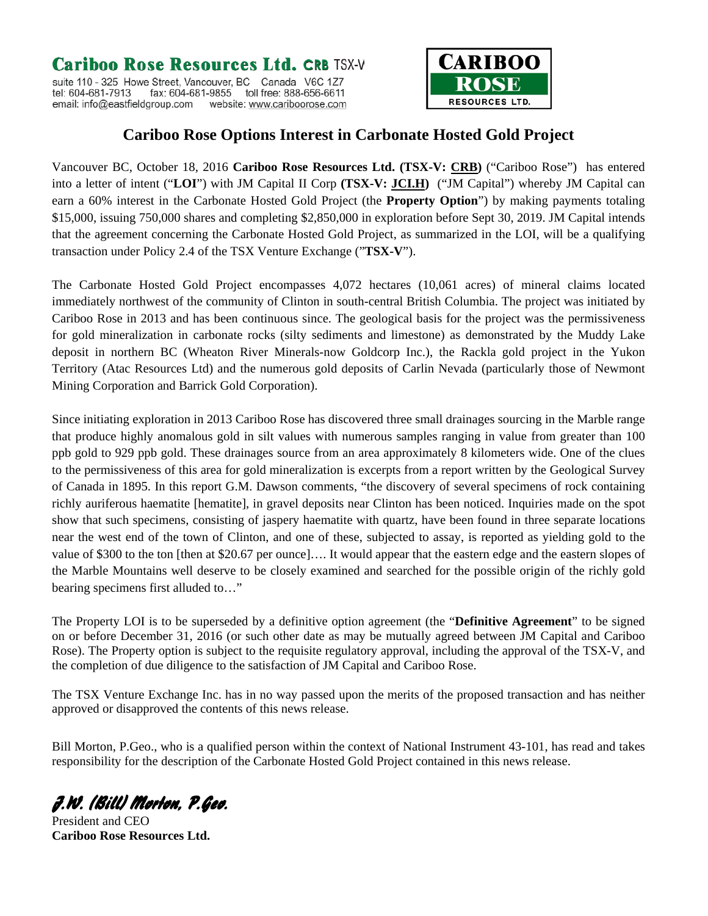**Cariboo Rose Resources Ltd.** CRB TSX-V
suite 110 - 325 Howe Street, Vancouver, BC Canada V6C 1Z7
tel: 604-681-7913 fax: 604-681-9855 toll free: 888-656-6611
email: info@eastfieldgroup.com website: www.cariboorose.com

CARIBOO ROSE RESOURCES LTD.

# Cariboo Rose Options Interest in Carbonate Hosted Gold Project

Vancouver BC, October 18, 2016 **Cariboo Rose Resources Ltd. (TSX-V: CRB)** ("Cariboo Rose") has entered into a letter of intent ("**LOI**") with JM Capital II Corp **(TSX-V: JCI.H)** ("JM Capital") whereby JM Capital can earn a 60% interest in the Carbonate Hosted Gold Project (the **Property Option**") by making payments totaling $15,000, issuing 750,000 shares and completing $2,850,000 in exploration before Sept 30, 2019. JM Capital intends that the agreement concerning the Carbonate Hosted Gold Project, as summarized in the LOI, will be a qualifying transaction under Policy 2.4 of the TSX Venture Exchange ("**TSX-V**").

The Carbonate Hosted Gold Project encompasses 4,072 hectares (10,061 acres) of mineral claims located immediately northwest of the community of Clinton in south-central British Columbia. The project was initiated by Cariboo Rose in 2013 and has been continuous since. The geological basis for the project was the permissiveness for gold mineralization in carbonate rocks (silty sediments and limestone) as demonstrated by the Muddy Lake deposit in northern BC (Wheaton River Minerals-now Goldcorp Inc.), the Rackla gold project in the Yukon Territory (Atac Resources Ltd) and the numerous gold deposits of Carlin Nevada (particularly those of Newmont Mining Corporation and Barrick Gold Corporation).

Since initiating exploration in 2013 Cariboo Rose has discovered three small drainages sourcing in the Marble range that produce highly anomalous gold in silt values with numerous samples ranging in value from greater than 100 ppb gold to 929 ppb gold. These drainages source from an area approximately 8 kilometers wide. One of the clues to the permissiveness of this area for gold mineralization is excerpts from a report written by the Geological Survey of Canada in 1895. In this report G.M. Dawson comments, "the discovery of several specimens of rock containing richly auriferous haematite [hematite], in gravel deposits near Clinton has been noticed. Inquiries made on the spot show that such specimens, consisting of jaspery haematite with quartz, have been found in three separate locations near the west end of the town of Clinton, and one of these, subjected to assay, is reported as yielding gold to the value of $300 to the ton [then at $20.67 per ounce]…. It would appear that the eastern edge and the eastern slopes of the Marble Mountains well deserve to be closely examined and searched for the possible origin of the richly gold bearing specimens first alluded to…"

The Property LOI is to be superseded by a definitive option agreement (the "**Definitive Agreement**" to be signed on or before December 31, 2016 (or such other date as may be mutually agreed between JM Capital and Cariboo Rose). The Property option is subject to the requisite regulatory approval, including the approval of the TSX-V, and the completion of due diligence to the satisfaction of JM Capital and Cariboo Rose.

The TSX Venture Exchange Inc. has in no way passed upon the merits of the proposed transaction and has neither approved or disapproved the contents of this news release.

Bill Morton, P.Geo., who is a qualified person within the context of National Instrument 43-101, has read and takes responsibility for the description of the Carbonate Hosted Gold Project contained in this news release.

*J.W. (Bill) Morton, P.Geo.*
President and CEO
**Cariboo Rose Resources Ltd.**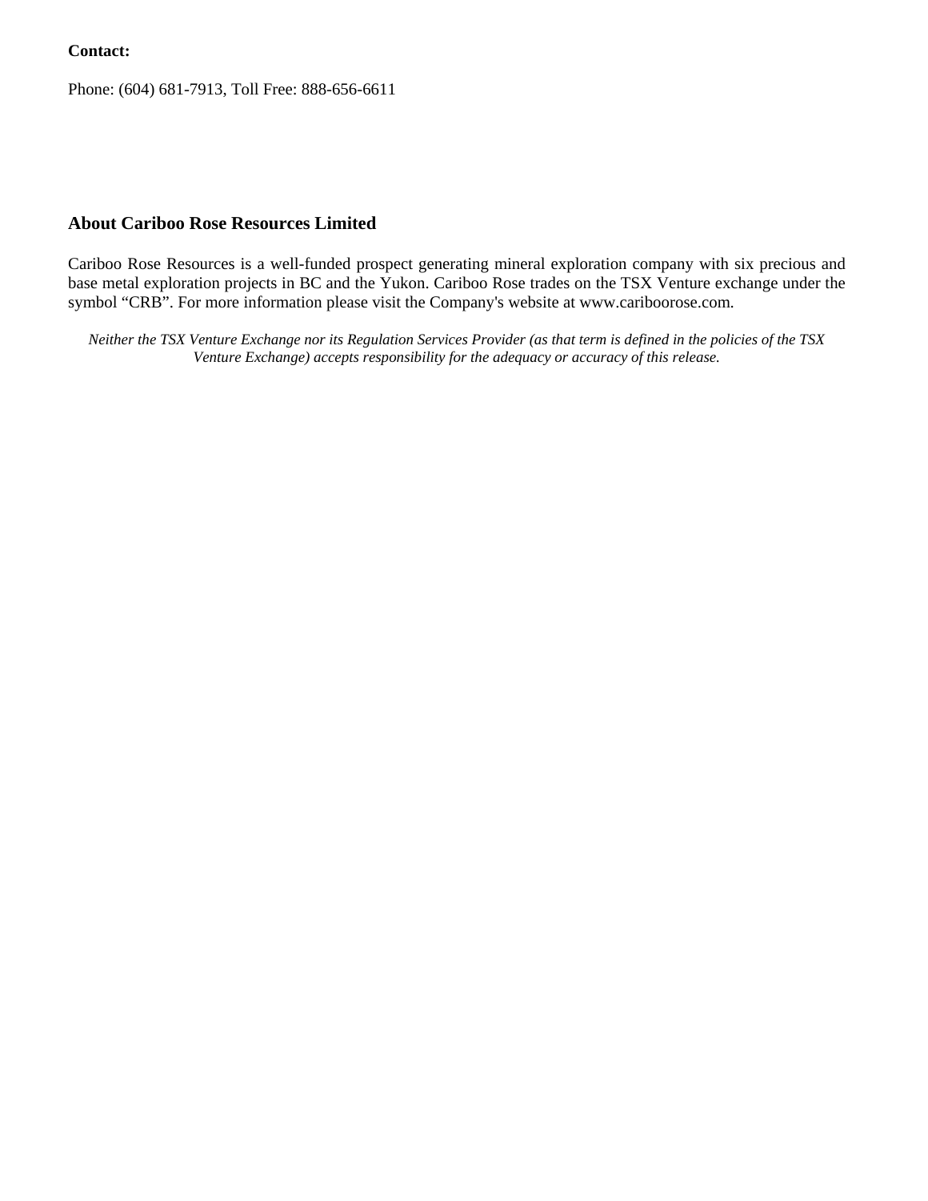**Contact:**

Phone: (604) 681-7913, Toll Free: 888-656-6611

## About Cariboo Rose Resources Limited

Cariboo Rose Resources is a well-funded prospect generating mineral exploration company with six precious and base metal exploration projects in BC and the Yukon. Cariboo Rose trades on the TSX Venture exchange under the symbol “CRB”. For more information please visit the Company's website at www.cariboorose.com.

*Neither the TSX Venture Exchange nor its Regulation Services Provider (as that term is defined in the policies of the TSX Venture Exchange) accepts responsibility for the adequacy or accuracy of this release.*